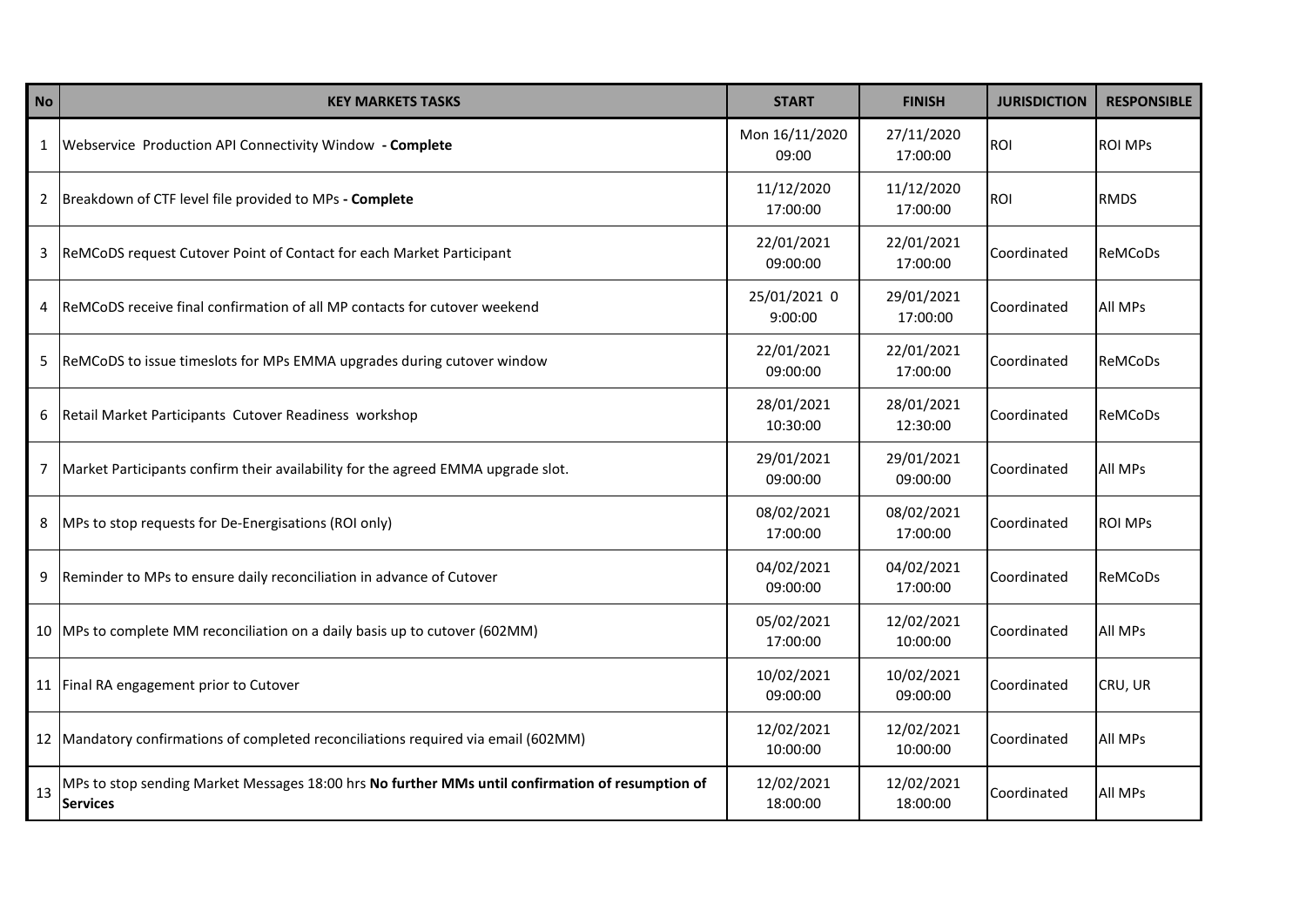| No | KEY MARKETS TASKS | START | FINISH | JURISDICTION | RESPONSIBLE |
|---|---|---|---|---|---|
| 1 | Webservice Production API Connectivity Window **- Complete** | Mon 16/11/2020 09:00 | 27/11/2020 17:00:00 | ROI | ROI MPs |
| 2 | Breakdown of CTF level file provided to MPs **- Complete** | 11/12/2020 17:00:00 | 11/12/2020 17:00:00 | ROI | RMDS |
| 3 | ReMCoDS request Cutover Point of Contact for each Market Participant | 22/01/2021 09:00:00 | 22/01/2021 17:00:00 | Coordinated | ReMCoDs |
| 4 | ReMCoDS receive final confirmation of all MP contacts for cutover weekend | 25/01/2021 0 9:00:00 | 29/01/2021 17:00:00 | Coordinated | All MPs |
| 5 | ReMCoDS to issue timeslots for MPs EMMA upgrades during cutover window | 22/01/2021 09:00:00 | 22/01/2021 17:00:00 | Coordinated | ReMCoDs |
| 6 | Retail Market Participants Cutover Readiness workshop | 28/01/2021 10:30:00 | 28/01/2021 12:30:00 | Coordinated | ReMCoDs |
| 7 | Market Participants confirm their availability for the agreed EMMA upgrade slot. | 29/01/2021 09:00:00 | 29/01/2021 09:00:00 | Coordinated | All MPs |
| 8 | MPs to stop requests for De-Energisations (ROI only) | 08/02/2021 17:00:00 | 08/02/2021 17:00:00 | Coordinated | ROI MPs |
| 9 | Reminder to MPs to ensure daily reconciliation in advance of Cutover | 04/02/2021 09:00:00 | 04/02/2021 17:00:00 | Coordinated | ReMCoDs |
| 10 | MPs to complete MM reconciliation on a daily basis up to cutover (602MM) | 05/02/2021 17:00:00 | 12/02/2021 10:00:00 | Coordinated | All MPs |
| 11 | Final RA engagement prior to Cutover | 10/02/2021 09:00:00 | 10/02/2021 09:00:00 | Coordinated | CRU, UR |
| 12 | Mandatory confirmations of completed reconciliations required via email (602MM) | 12/02/2021 10:00:00 | 12/02/2021 10:00:00 | Coordinated | All MPs |
| 13 | MPs to stop sending Market Messages 18:00 hrs **No further MMs until confirmation of resumption of Services** | 12/02/2021 18:00:00 | 12/02/2021 18:00:00 | Coordinated | All MPs |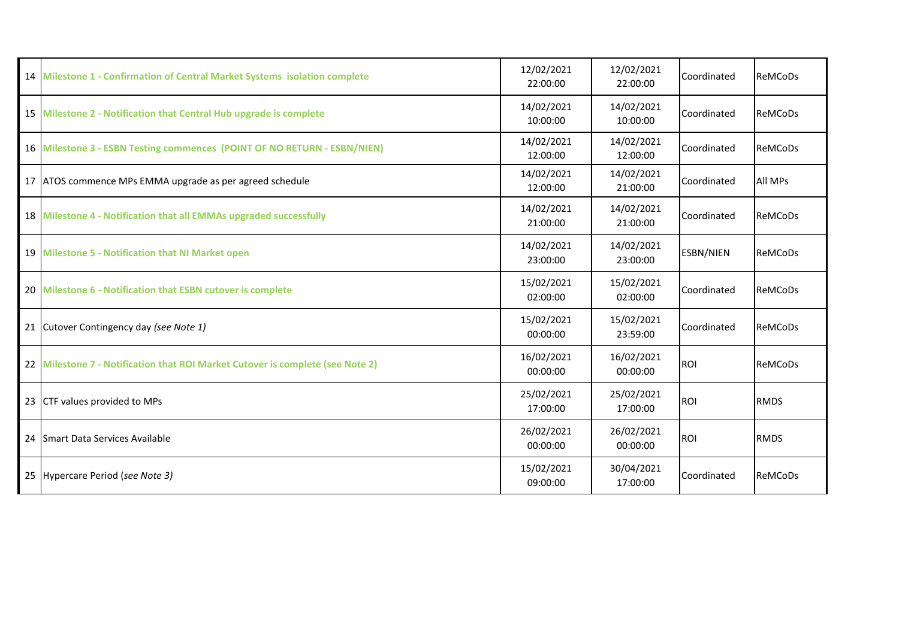| | | | | | |
|---|---|---|---|---|---|
| 14 | **Milestone 1 - Confirmation of Central Market Systems isolation complete** | 12/02/2021 22:00:00 | 12/02/2021 22:00:00 | Coordinated | ReMCoDs |
| 15 | **Milestone 2 - Notification that Central Hub upgrade is complete** | 14/02/2021 10:00:00 | 14/02/2021 10:00:00 | Coordinated | ReMCoDs |
| 16 | **Milestone 3 - ESBN Testing commences (POINT OF NO RETURN - ESBN/NIEN)** | 14/02/2021 12:00:00 | 14/02/2021 12:00:00 | Coordinated | ReMCoDs |
| 17 | ATOS commence MPs EMMA upgrade as per agreed schedule | 14/02/2021 12:00:00 | 14/02/2021 21:00:00 | Coordinated | All MPs |
| 18 | **Milestone 4 - Notification that all EMMAs upgraded successfully** | 14/02/2021 21:00:00 | 14/02/2021 21:00:00 | Coordinated | ReMCoDs |
| 19 | **Milestone 5 - Notification that NI Market open** | 14/02/2021 23:00:00 | 14/02/2021 23:00:00 | ESBN/NIEN | ReMCoDs |
| 20 | **Milestone 6 - Notification that ESBN cutover is complete** | 15/02/2021 02:00:00 | 15/02/2021 02:00:00 | Coordinated | ReMCoDs |
| 21 | Cutover Contingency day *(see Note 1)* | 15/02/2021 00:00:00 | 15/02/2021 23:59:00 | Coordinated | ReMCoDs |
| 22 | **Milestone 7 - Notification that ROI Market Cutover is complete (see Note 2)** | 16/02/2021 00:00:00 | 16/02/2021 00:00:00 | ROI | ReMCoDs |
| 23 | CTF values provided to MPs | 25/02/2021 17:00:00 | 25/02/2021 17:00:00 | ROI | RMDS |
| 24 | Smart Data Services Available | 26/02/2021 00:00:00 | 26/02/2021 00:00:00 | ROI | RMDS |
| 25 | Hypercare Period (*see Note 3)* | 15/02/2021 09:00:00 | 30/04/2021 17:00:00 | Coordinated | ReMCoDs |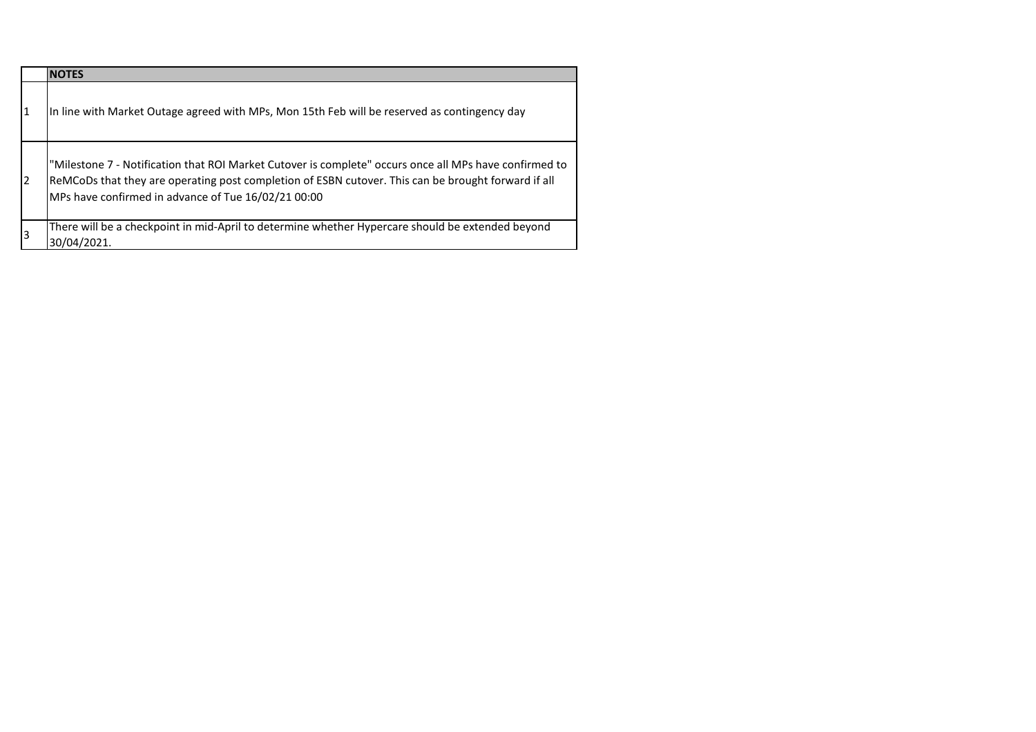| | NOTES |
|---|---|
| 1 | In line with Market Outage agreed with MPs, Mon 15th Feb will be reserved as contingency day |
| 2 | "Milestone 7 - Notification that ROI Market Cutover is complete" occurs once all MPs have confirmed to ReMCoDs that they are operating post completion of ESBN cutover. This can be brought forward if all MPs have confirmed in advance of Tue 16/02/21 00:00 |
| 3 | There will be a checkpoint in mid-April to determine whether Hypercare should be extended beyond 30/04/2021. |